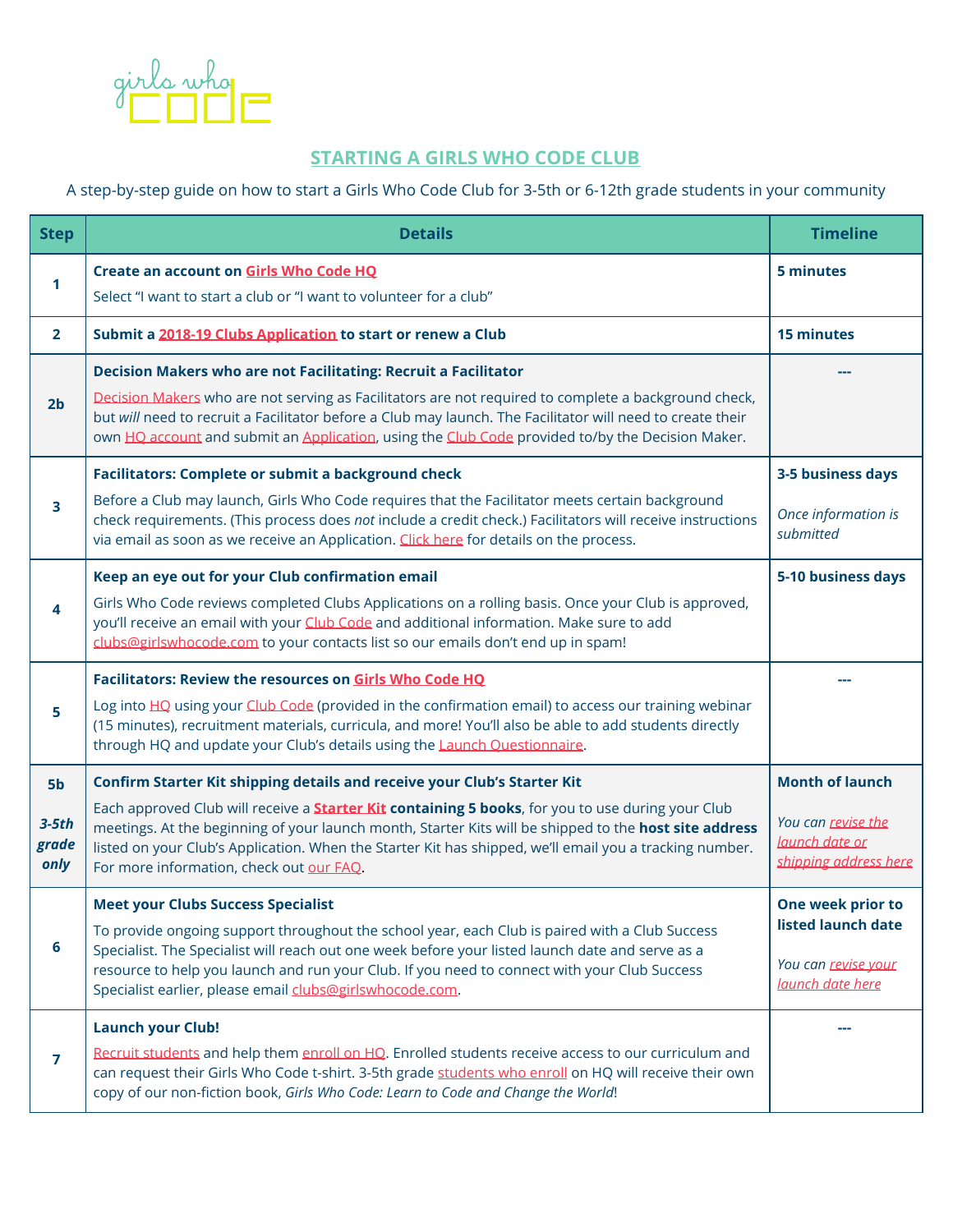girls who code

# STARTING A GIRLS WHO CODE CLUB

A step-by-step guide on how to start a Girls Who Code Club for 3-5th or 6-12th grade students in your community

| Step | Details | Timeline |
| --- | --- | --- |
| 1 | **Create an account on Girls Who Code HQ**<br>Select "I want to start a club or "I want to volunteer for a club" | **5 minutes** |
| 2 | **Submit a 2018-19 Clubs Application to start or renew a Club** | **15 minutes** |
| 2b | **Decision Makers who are not Facilitating: Recruit a Facilitator**<br>Decision Makers who are not serving as Facilitators are not required to complete a background check, but *will* need to recruit a Facilitator before a Club may launch. The Facilitator will need to create their own HQ account and submit an Application, using the Club Code provided to/by the Decision Maker. | --- |
| 3 | **Facilitators: Complete or submit a background check**<br>Before a Club may launch, Girls Who Code requires that the Facilitator meets certain background check requirements. (This process does *not* include a credit check.) Facilitators will receive instructions via email as soon as we receive an Application. Click here for details on the process. | **3-5 business days**<br>*Once information is submitted* |
| 4 | **Keep an eye out for your Club confirmation email**<br>Girls Who Code reviews completed Clubs Applications on a rolling basis. Once your Club is approved, you'll receive an email with your Club Code and additional information. Make sure to add clubs@girlswhocode.com to your contacts list so our emails don't end up in spam! | **5-10 business days** |
| 5 | **Facilitators: Review the resources on Girls Who Code HQ**<br>Log into HQ using your Club Code (provided in the confirmation email) to access our training webinar (15 minutes), recruitment materials, curricula, and more! You'll also be able to add students directly through HQ and update your Club's details using the Launch Questionnaire. | --- |
| 5b<br>*3-5th grade only* | **Confirm Starter Kit shipping details and receive your Club's Starter Kit**<br>Each approved Club will receive a **Starter Kit containing 5 books**, for you to use during your Club meetings. At the beginning of your launch month, Starter Kits will be shipped to the **host site address** listed on your Club's Application. When the Starter Kit has shipped, we'll email you a tracking number. For more information, check out our FAQ. | **Month of launch**<br>*You can revise the launch date or shipping address here* |
| 6 | **Meet your Clubs Success Specialist**<br>To provide ongoing support throughout the school year, each Club is paired with a Club Success Specialist. The Specialist will reach out one week before your listed launch date and serve as a resource to help you launch and run your Club. If you need to connect with your Club Success Specialist earlier, please email clubs@girlswhocode.com. | **One week prior to listed launch date**<br>*You can revise your launch date here* |
| 7 | **Launch your Club!**<br>Recruit students and help them enroll on HQ. Enrolled students receive access to our curriculum and can request their Girls Who Code t-shirt. 3-5th grade students who enroll on HQ will receive their own copy of our non-fiction book, *Girls Who Code: Learn to Code and Change the World*! | --- |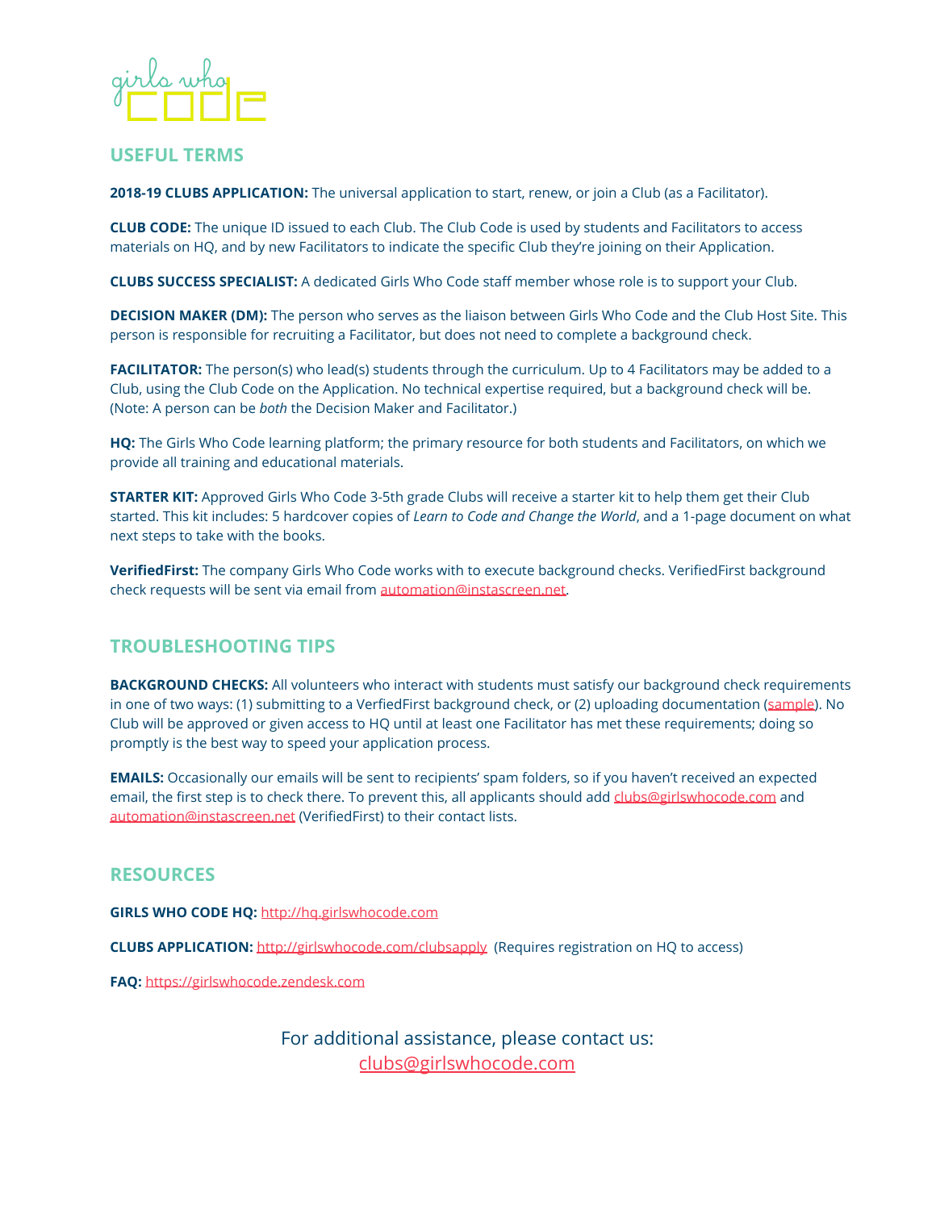girls who code

## USEFUL TERMS

**2018-19 CLUBS APPLICATION:** The universal application to start, renew, or join a Club (as a Facilitator).

**CLUB CODE:** The unique ID issued to each Club. The Club Code is used by students and Facilitators to access materials on HQ, and by new Facilitators to indicate the specific Club they're joining on their Application.

**CLUBS SUCCESS SPECIALIST:** A dedicated Girls Who Code staff member whose role is to support your Club.

**DECISION MAKER (DM):** The person who serves as the liaison between Girls Who Code and the Club Host Site. This person is responsible for recruiting a Facilitator, but does not need to complete a background check.

**FACILITATOR:** The person(s) who lead(s) students through the curriculum. Up to 4 Facilitators may be added to a Club, using the Club Code on the Application. No technical expertise required, but a background check will be. (Note: A person can be *both* the Decision Maker and Facilitator.)

**HQ:** The Girls Who Code learning platform; the primary resource for both students and Facilitators, on which we provide all training and educational materials.

**STARTER KIT:** Approved Girls Who Code 3-5th grade Clubs will receive a starter kit to help them get their Club started. This kit includes: 5 hardcover copies of *Learn to Code and Change the World*, and a 1-page document on what next steps to take with the books.

**VerifiedFirst:** The company Girls Who Code works with to execute background checks. VerifiedFirst background check requests will be sent via email from automation@instascreen.net.

## TROUBLESHOOTING TIPS

**BACKGROUND CHECKS:** All volunteers who interact with students must satisfy our background check requirements in one of two ways: (1) submitting to a VerfiedFirst background check, or (2) uploading documentation (sample). No Club will be approved or given access to HQ until at least one Facilitator has met these requirements; doing so promptly is the best way to speed your application process.

**EMAILS:** Occasionally our emails will be sent to recipients' spam folders, so if you haven't received an expected email, the first step is to check there. To prevent this, all applicants should add clubs@girlswhocode.com and automation@instascreen.net (VerifiedFirst) to their contact lists.

## RESOURCES

**GIRLS WHO CODE HQ:** http://hq.girlswhocode.com

**CLUBS APPLICATION:** http://girlswhocode.com/clubsapply (Requires registration on HQ to access)

**FAQ:** https://girlswhocode.zendesk.com

For additional assistance, please contact us:
clubs@girlswhocode.com